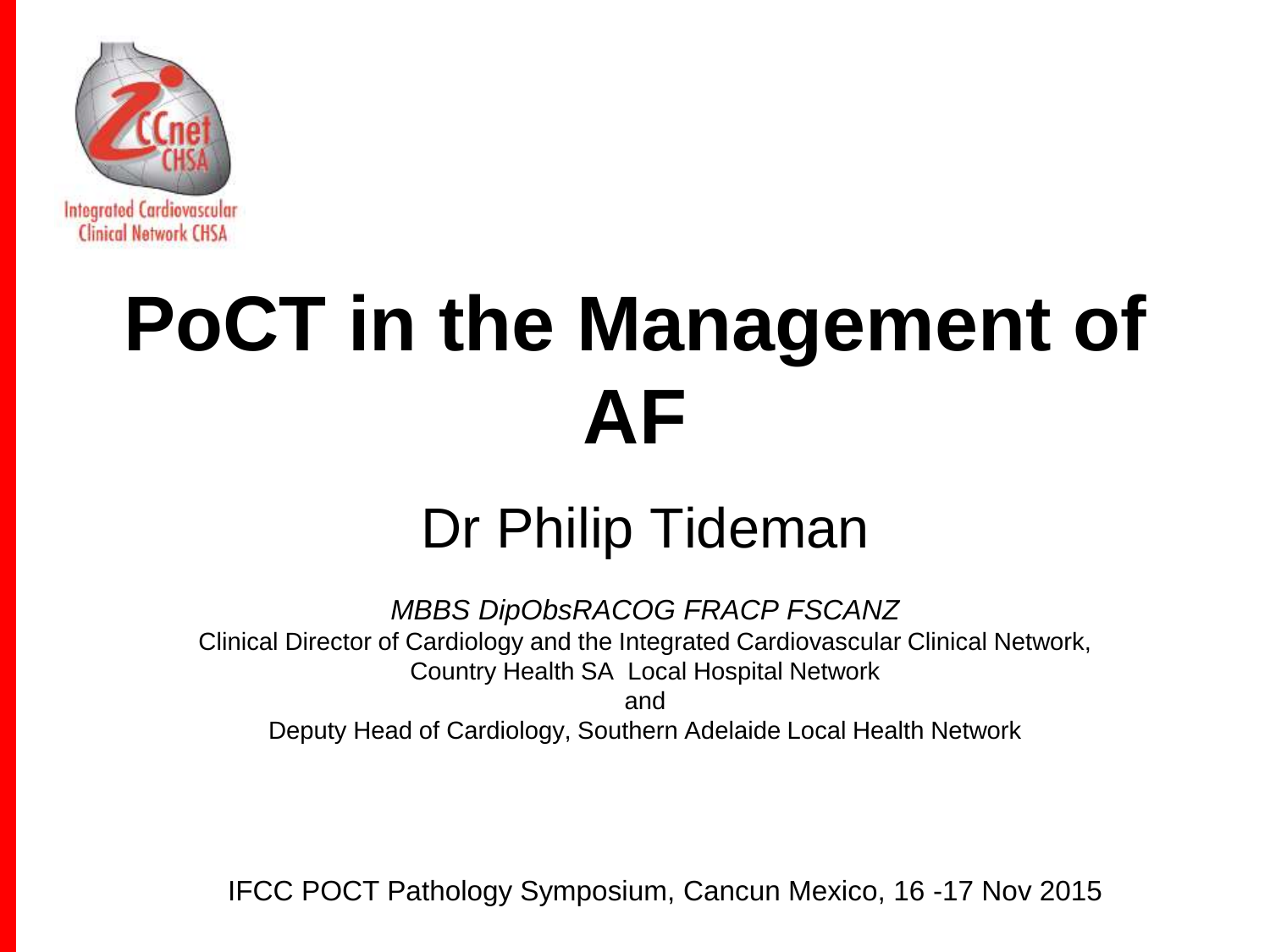Integrated Cardiovascular Clinical Network CHSA

# PoCT in the Management of AF

## Dr Philip Tideman

*MBBS DipObsRACOG FRACP FSCANZ*

Clinical Director of Cardiology and the Integrated Cardiovascular Clinical Network, Country Health SA Local Hospital Network

and

Deputy Head of Cardiology, Southern Adelaide Local Health Network

IFCC POCT Pathology Symposium, Cancun Mexico, 16 -17 Nov 2015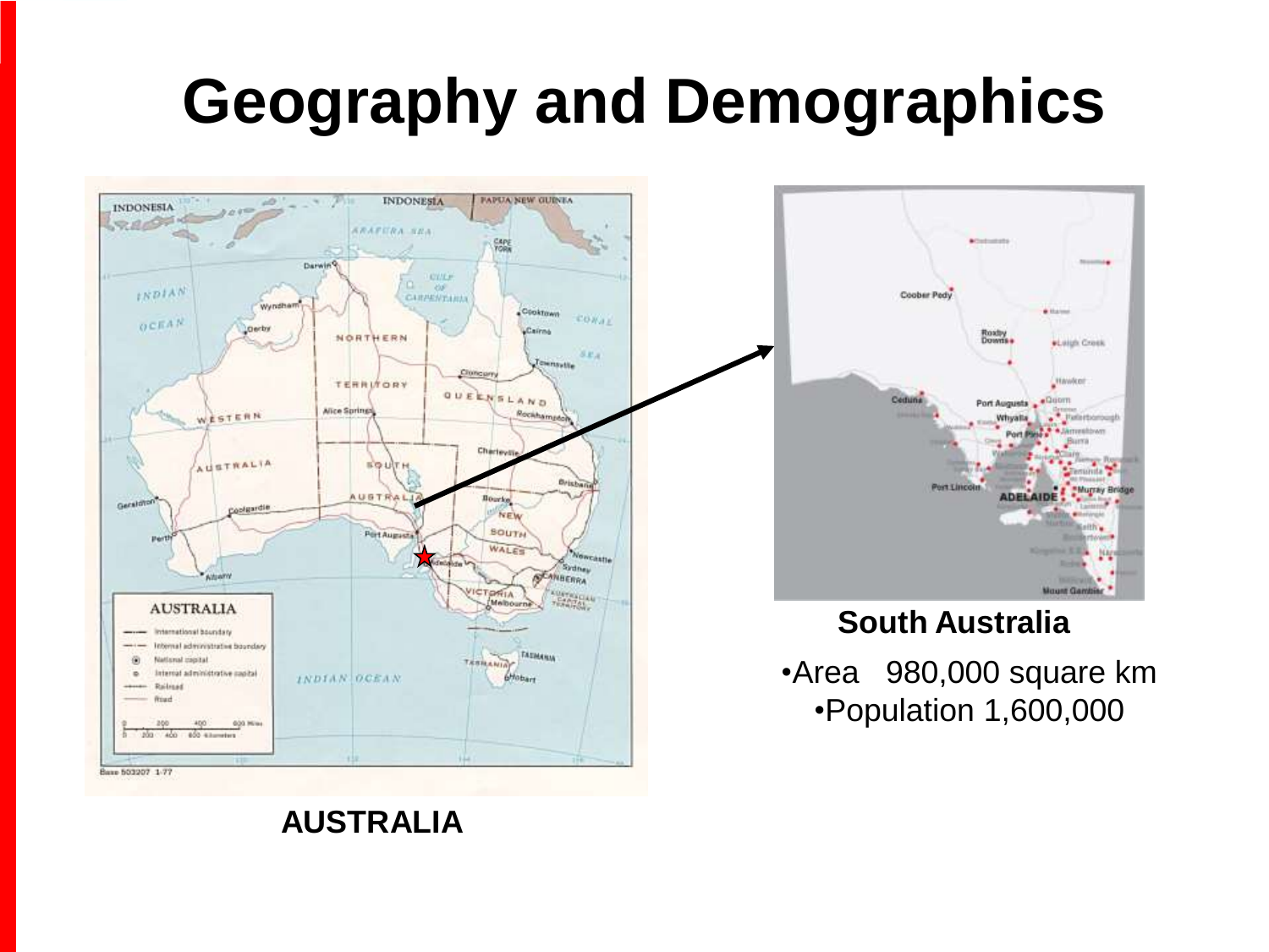# Geography and Demographics

**AUSTRALIA**

**South Australia**

- Area 980,000 square km
- Population 1,600,000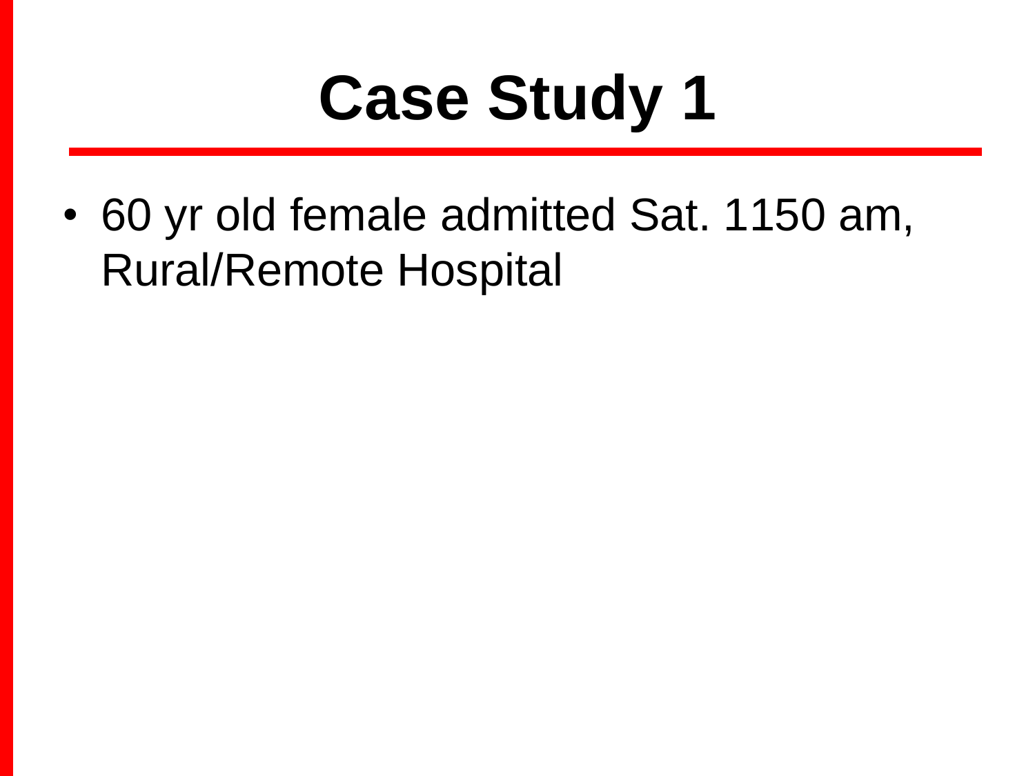# Case Study 1

- 60 yr old female admitted Sat. 1150 am, Rural/Remote Hospital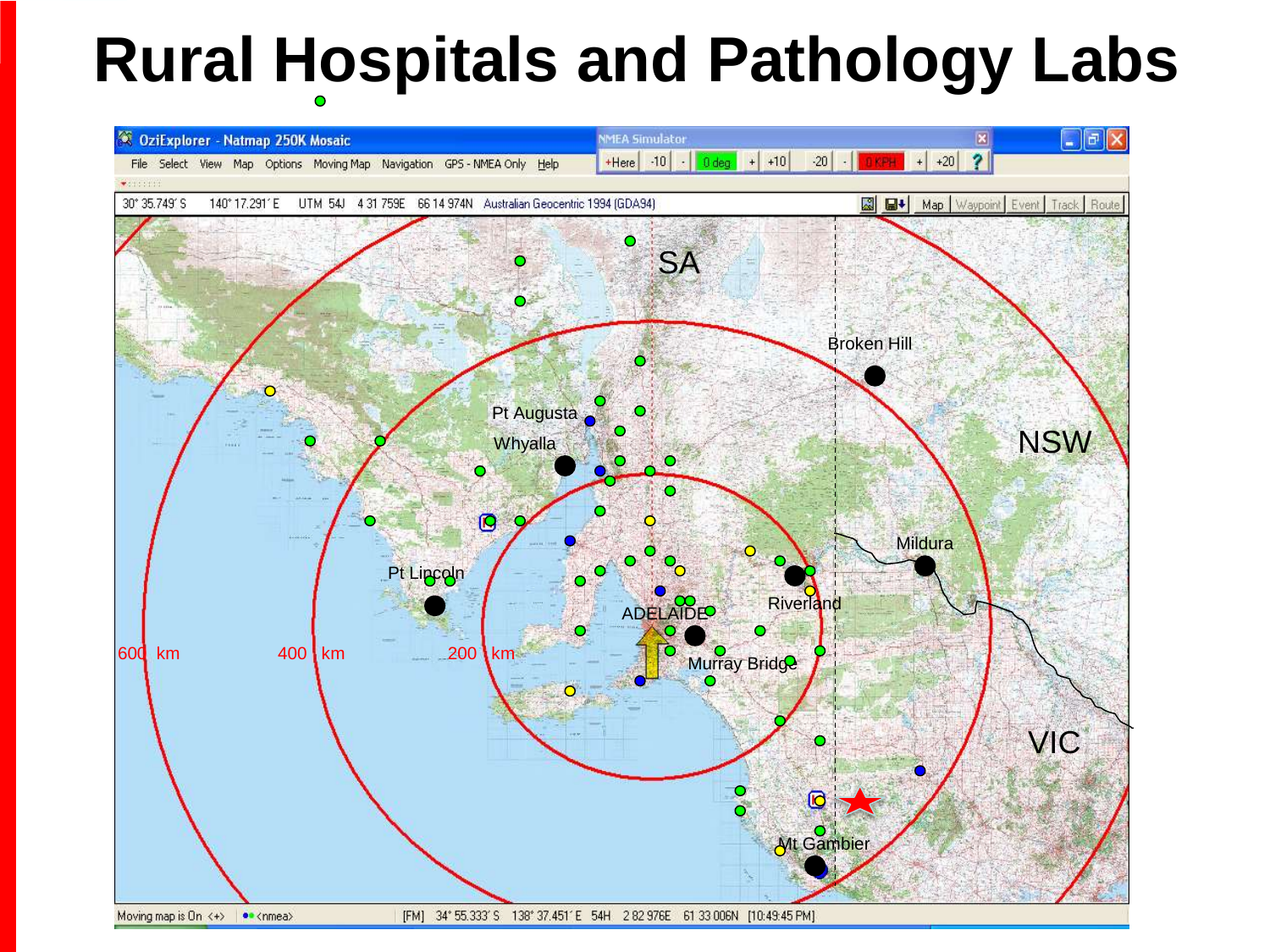# Rural Hospitals and Pathology Labs

OziExplorer - Natmap 250K Mosaic

File Select View Map Options Moving Map Navigation GPS - NMEA Only Help

NMEA Simulator

+Here -10 - 0 deg + +10 -20 - 0 KPH + +20 ?

30° 35.749' S 140° 17.291' E UTM 54J 4 31 759E 66 14 974N Australian Geocentric 1994 (GDA94)

Map Waypoint Event Track Route

SA

Broken Hill

NSW

Pt Augusta

Whyalla

Mildura

Pt Lincoln

Riverland

ADELAIDE

600 km 400 km 200 km

Murray Bridge

VIC

Mt Gambier

Moving map is On <+> <nmea> [FM] 34° 55.333' S 138° 37.451' E 54H 2 82 976E 61 33 006N [10:49:45 PM]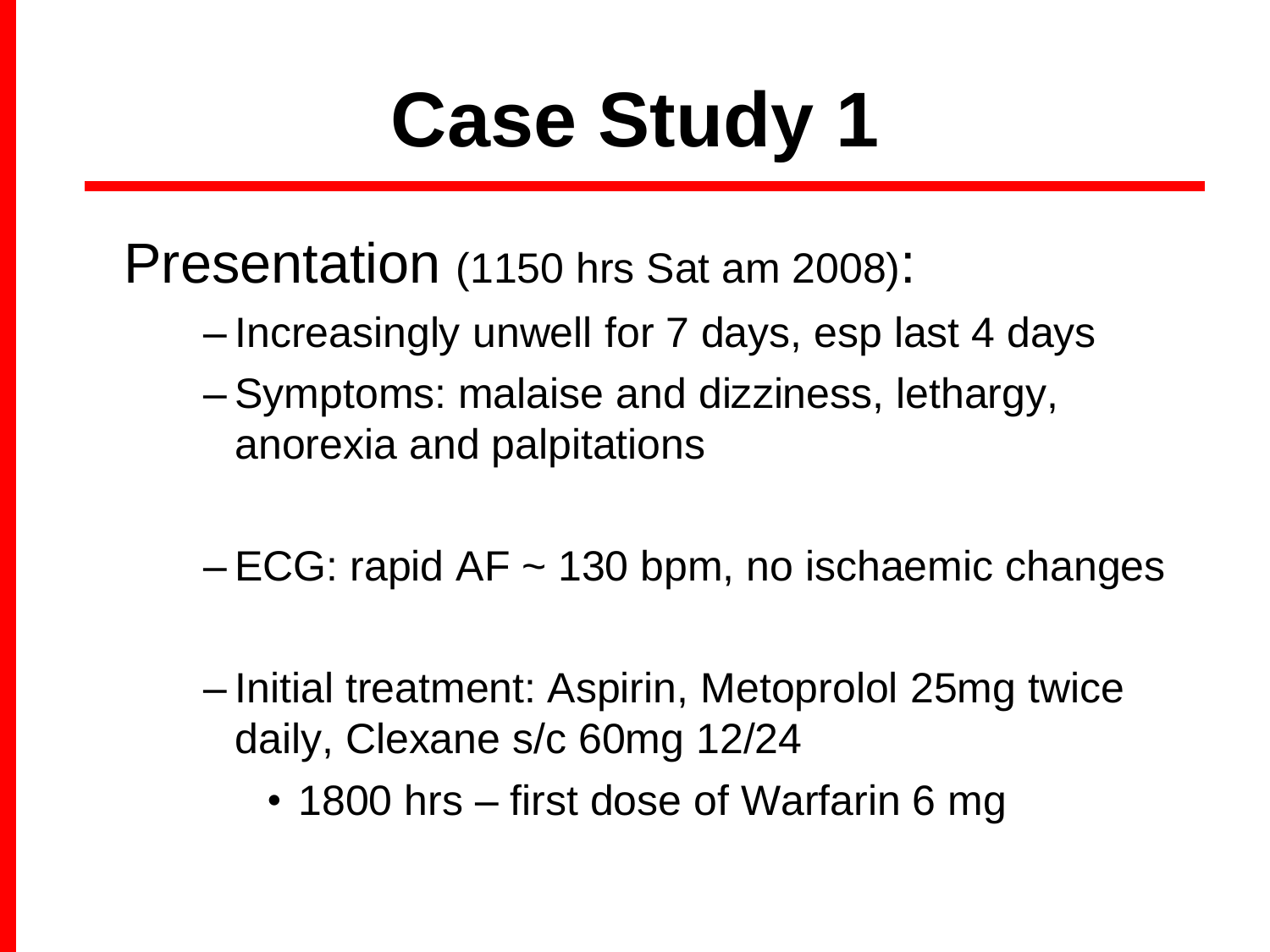# Case Study 1

Presentation (1150 hrs Sat am 2008):

- Increasingly unwell for 7 days, esp last 4 days
- Symptoms: malaise and dizziness, lethargy, anorexia and palpitations
- ECG: rapid AF ~ 130 bpm, no ischaemic changes
- Initial treatment: Aspirin, Metoprolol 25mg twice daily, Clexane s/c 60mg 12/24
  - 1800 hrs – first dose of Warfarin 6 mg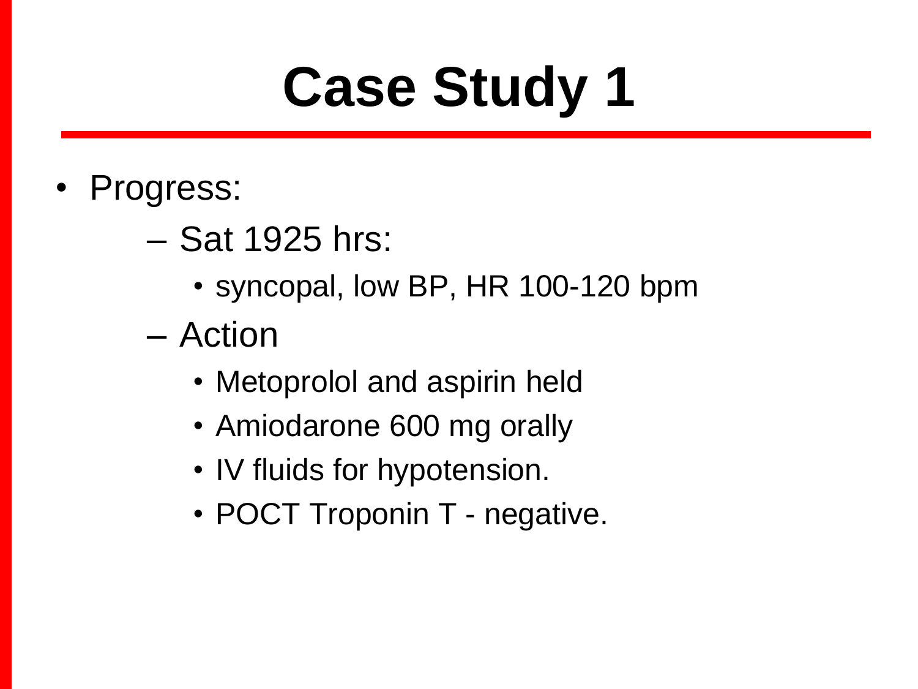# Case Study 1

- Progress:
  - Sat 1925 hrs:
    - syncopal, low BP, HR 100-120 bpm
  - Action
    - Metoprolol and aspirin held
    - Amiodarone 600 mg orally
    - IV fluids for hypotension.
    - POCT Troponin T - negative.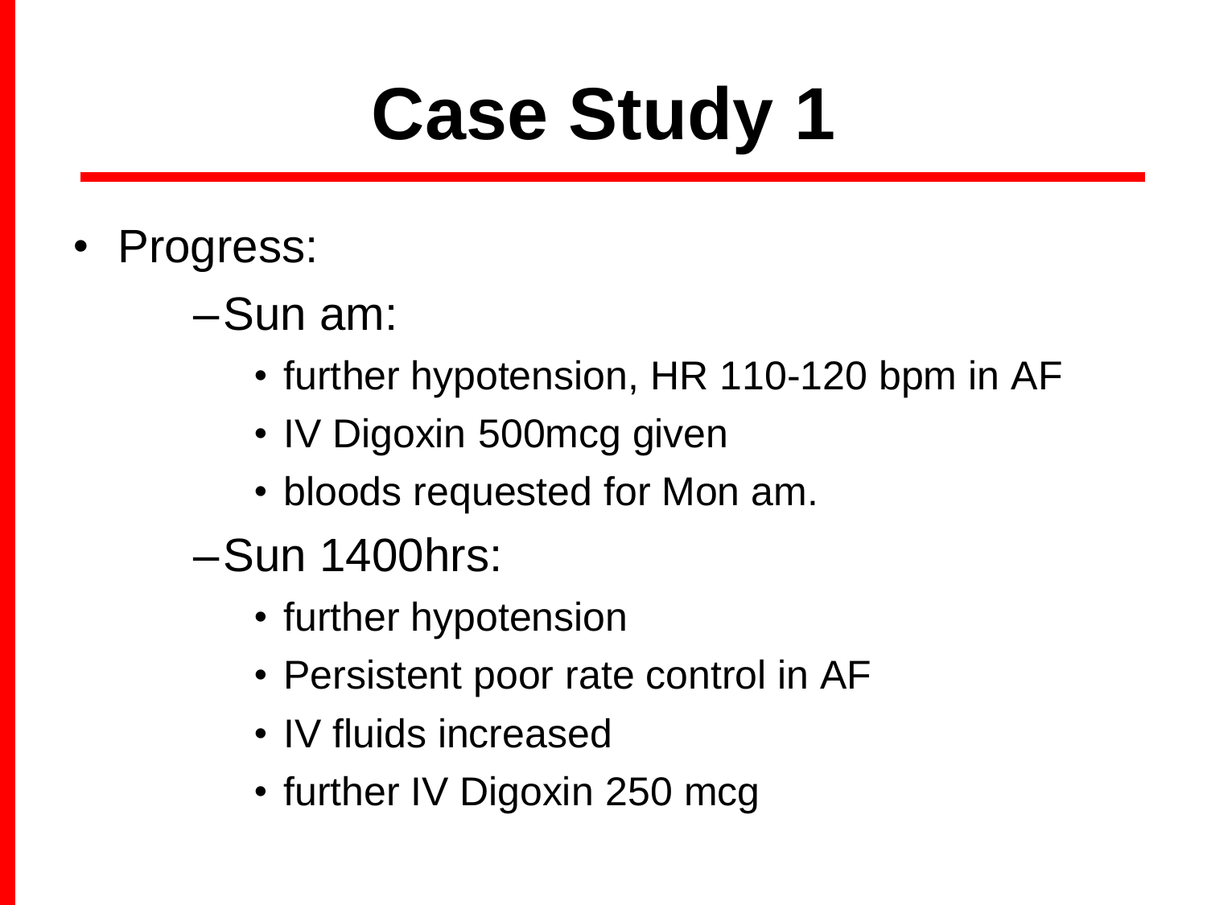# Case Study 1

- Progress:
  - Sun am:
    - further hypotension, HR 110-120 bpm in AF
    - IV Digoxin 500mcg given
    - bloods requested for Mon am.
  - Sun 1400hrs:
    - further hypotension
    - Persistent poor rate control in AF
    - IV fluids increased
    - further IV Digoxin 250 mcg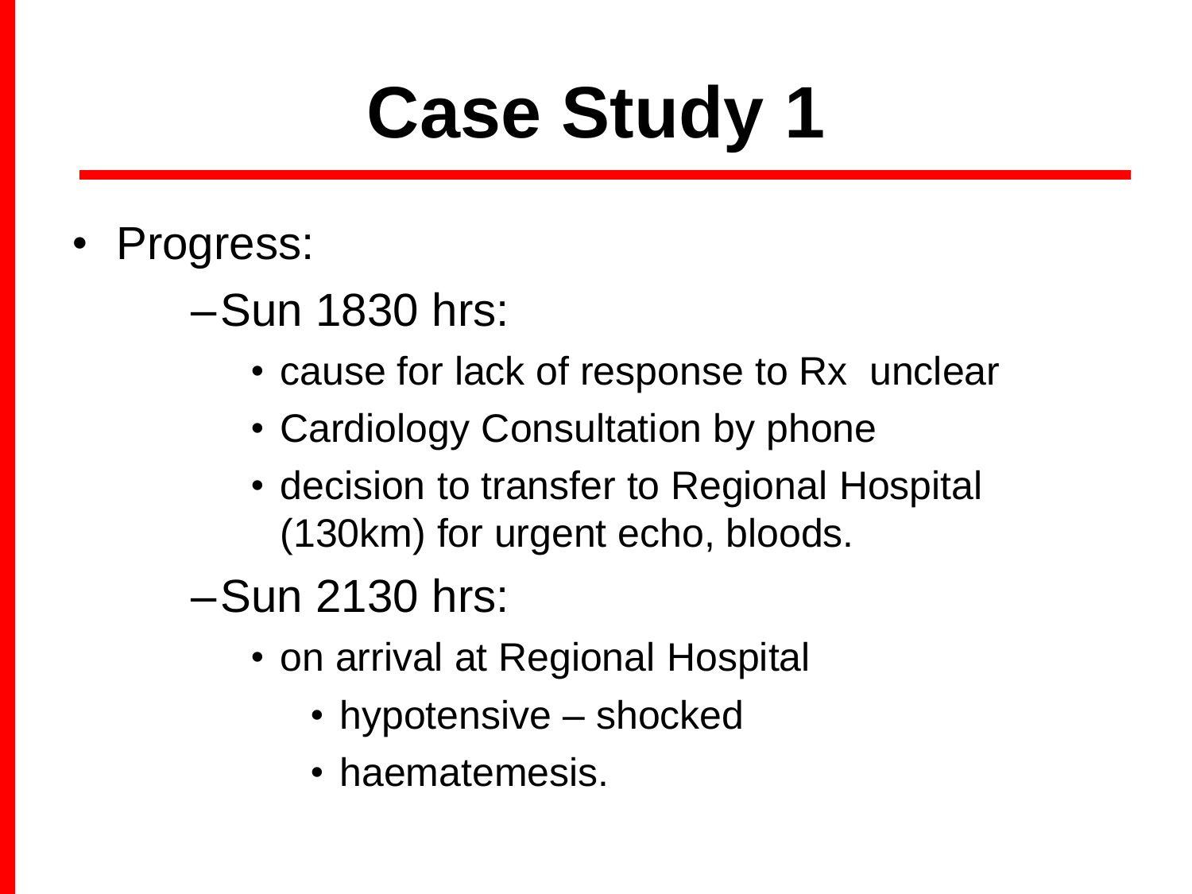# Case Study 1

- Progress:
  - Sun 1830 hrs:
    - cause for lack of response to Rx unclear
    - Cardiology Consultation by phone
    - decision to transfer to Regional Hospital (130km) for urgent echo, bloods.
  - Sun 2130 hrs:
    - on arrival at Regional Hospital
      - hypotensive – shocked
      - haematemesis.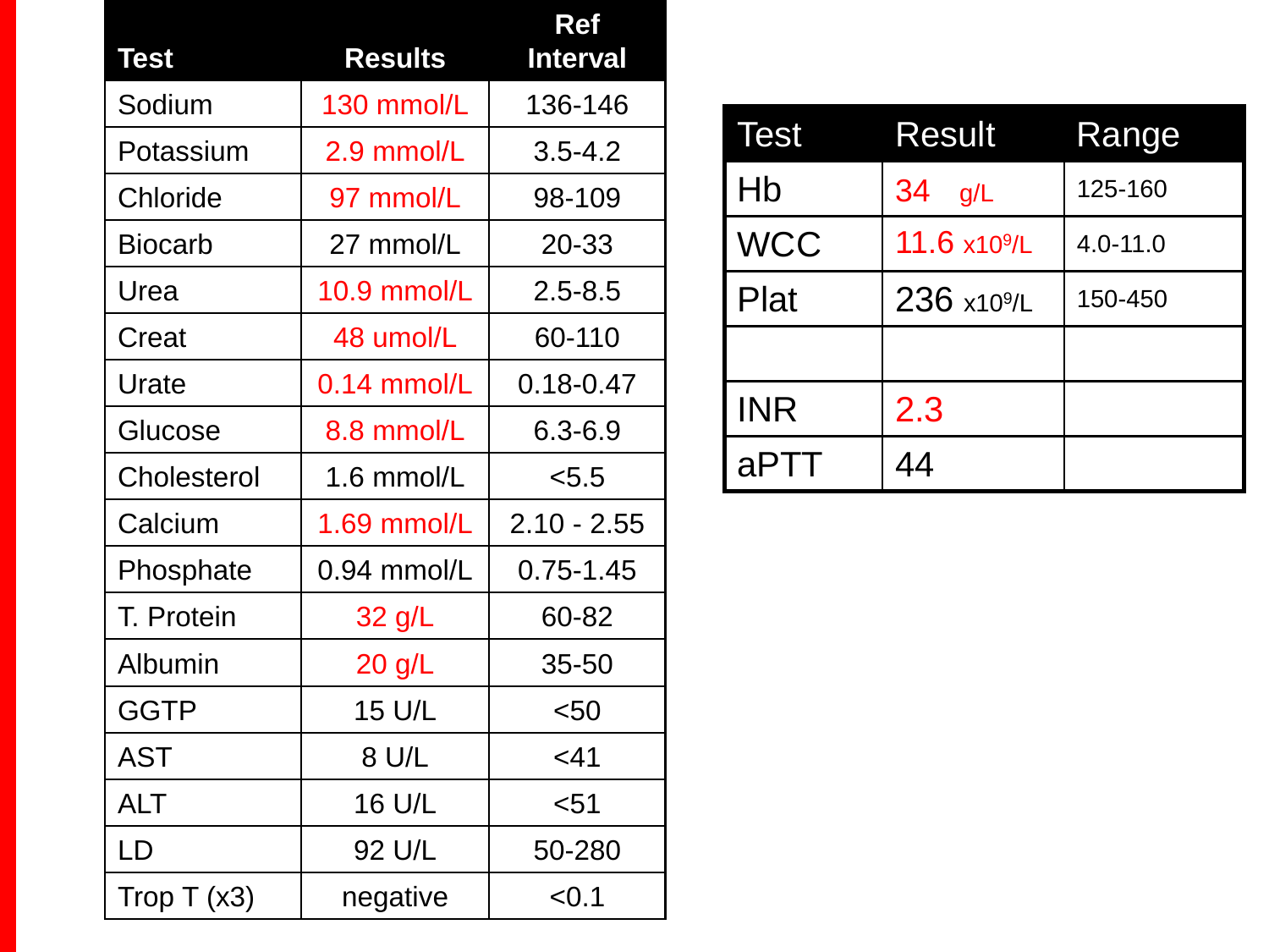| Test | Results | Ref Interval |
|---|---|---|
| Sodium | 130 mmol/L | 136-146 |
| Potassium | 2.9 mmol/L | 3.5-4.2 |
| Chloride | 97 mmol/L | 98-109 |
| Biocarb | 27 mmol/L | 20-33 |
| Urea | 10.9 mmol/L | 2.5-8.5 |
| Creat | 48 umol/L | 60-110 |
| Urate | 0.14 mmol/L | 0.18-0.47 |
| Glucose | 8.8 mmol/L | 6.3-6.9 |
| Cholesterol | 1.6 mmol/L | <5.5 |
| Calcium | 1.69 mmol/L | 2.10 - 2.55 |
| Phosphate | 0.94 mmol/L | 0.75-1.45 |
| T. Protein | 32 g/L | 60-82 |
| Albumin | 20 g/L | 35-50 |
| GGTP | 15 U/L | <50 |
| AST | 8 U/L | <41 |
| ALT | 16 U/L | <51 |
| LD | 92 U/L | 50-280 |
| Trop T (x3) | negative | <0.1 |

| Test | Result | Range |
|---|---|---|
| Hb | 34 g/L | 125-160 |
| WCC | 11.6 $\times 10^9$/L | 4.0-11.0 |
| Plat | 236 $\times 10^9$/L | 150-450 |
| | | |
| INR | 2.3 | |
| aPTT | 44 | |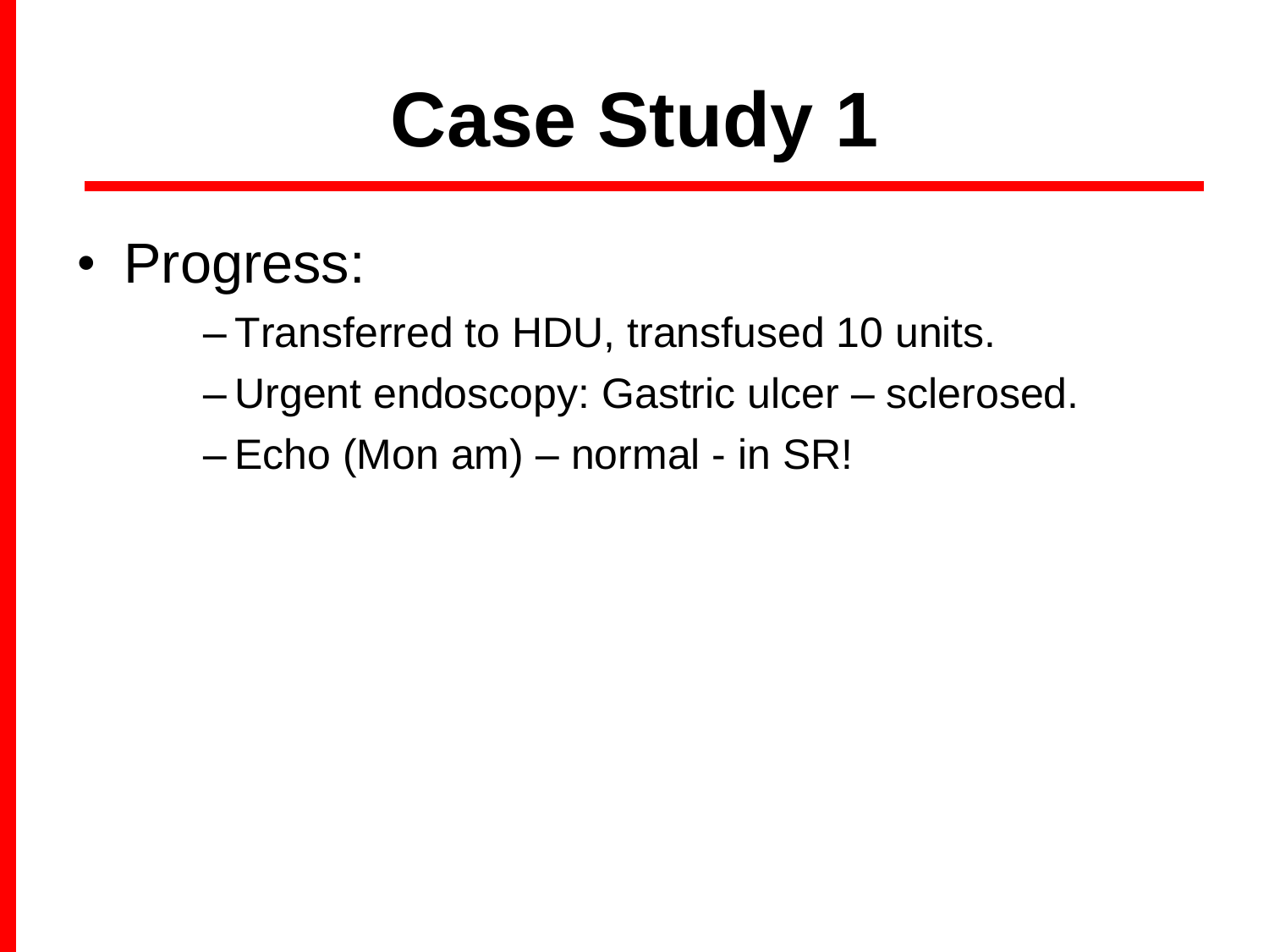# Case Study 1

- Progress:
  - Transferred to HDU, transfused 10 units.
  - Urgent endoscopy: Gastric ulcer – sclerosed.
  - Echo (Mon am) – normal - in SR!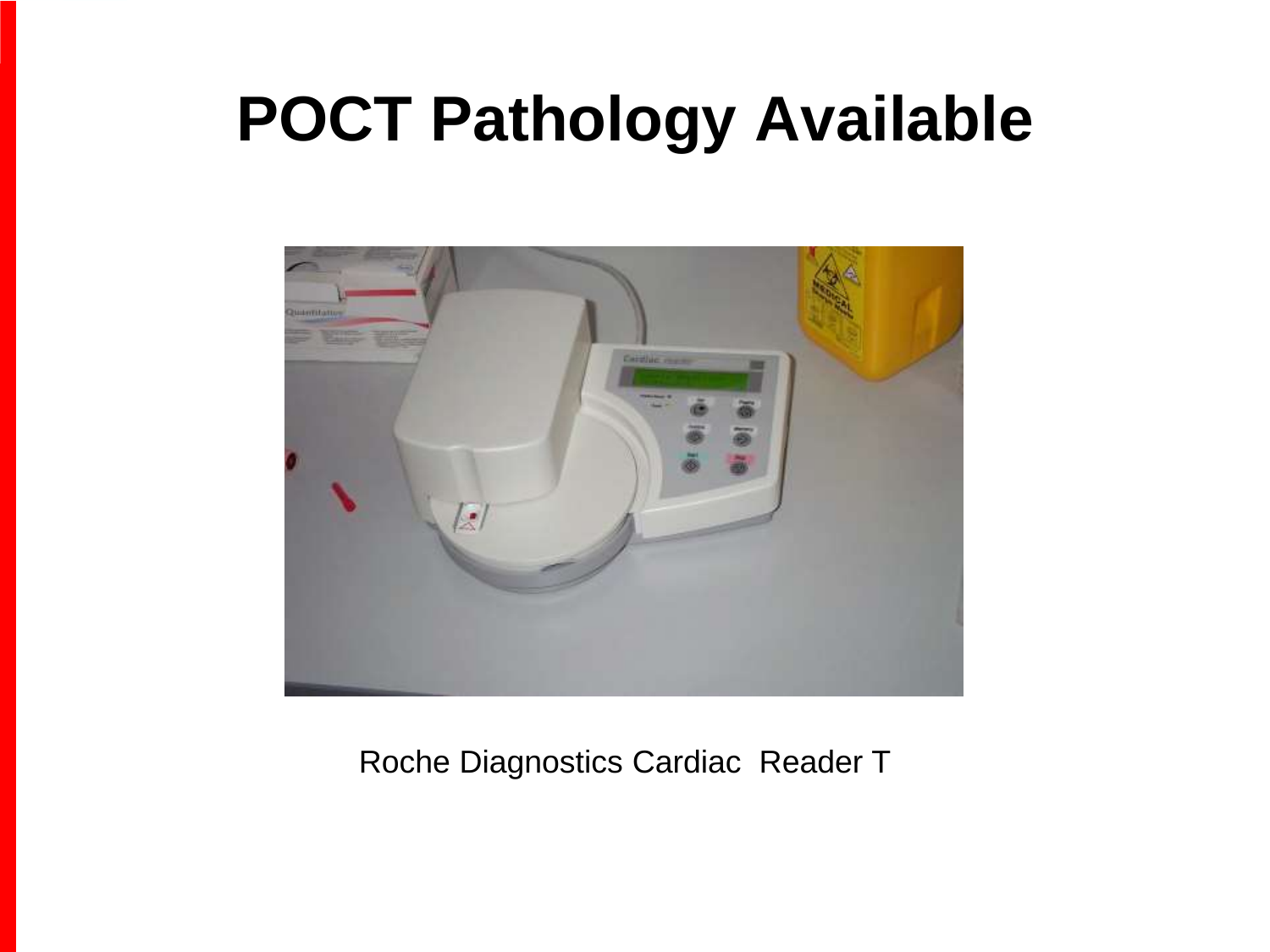# POCT Pathology Available

Roche Diagnostics Cardiac Reader T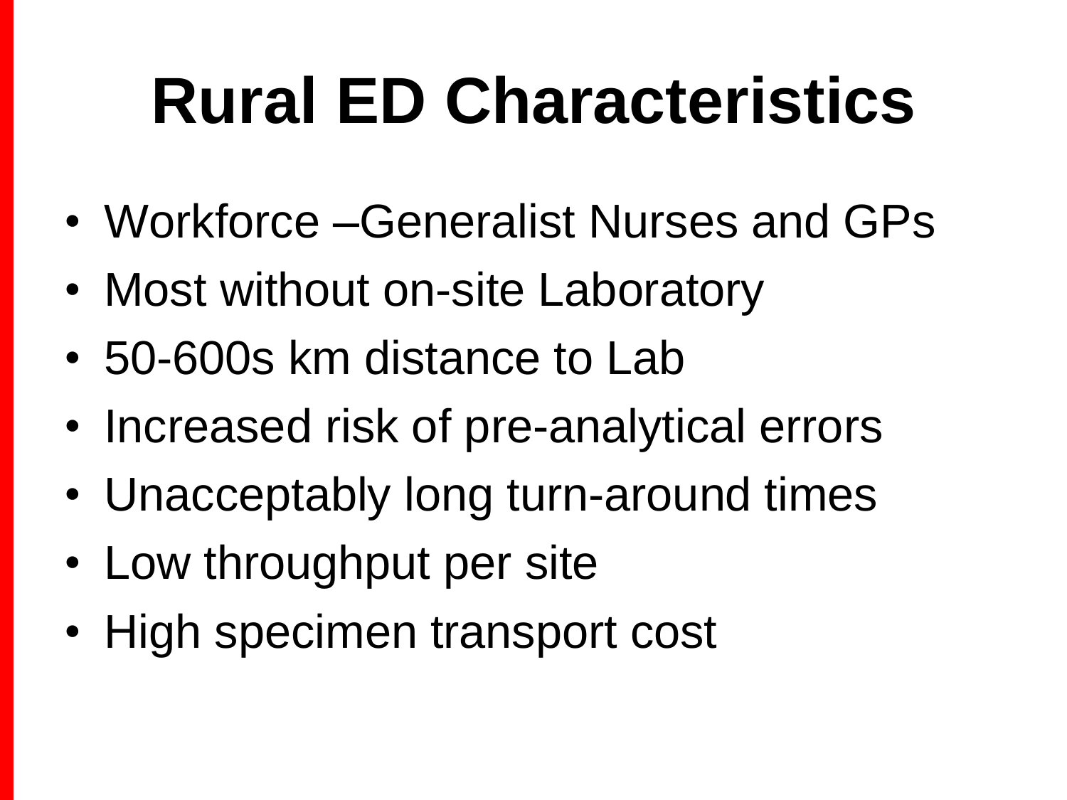# Rural ED Characteristics

- Workforce –Generalist Nurses and GPs
- Most without on-site Laboratory
- 50-600s km distance to Lab
- Increased risk of pre-analytical errors
- Unacceptably long turn-around times
- Low throughput per site
- High specimen transport cost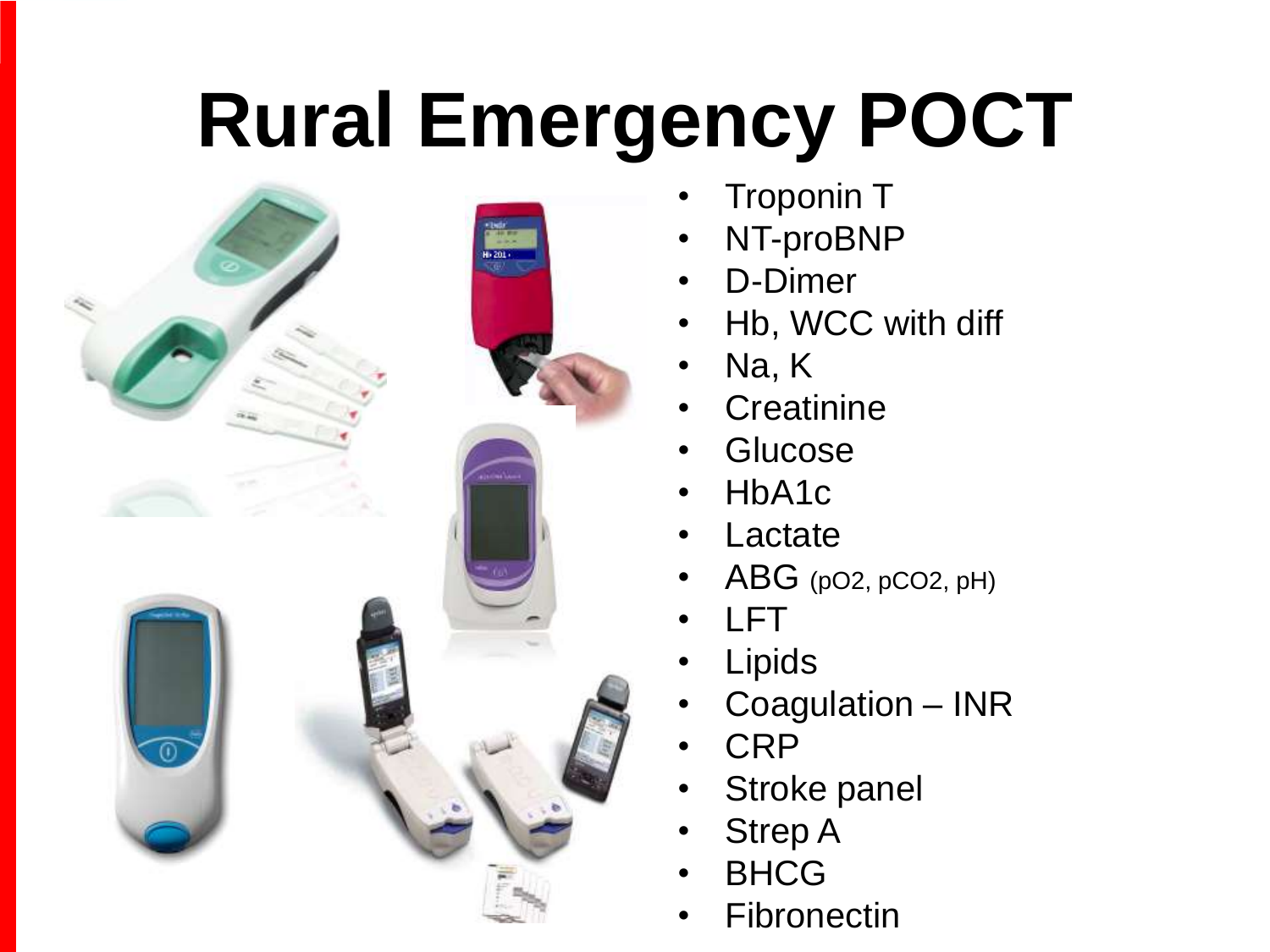# Rural Emergency POCT

- Troponin T
- NT-proBNP
- D-Dimer
- Hb, WCC with diff
- Na, K
- Creatinine
- Glucose
- HbA1c
- Lactate
- ABG (pO2, pCO2, pH)
- LFT
- Lipids
- Coagulation – INR
- CRP
- Stroke panel
- Strep A
- BHCG
- Fibronectin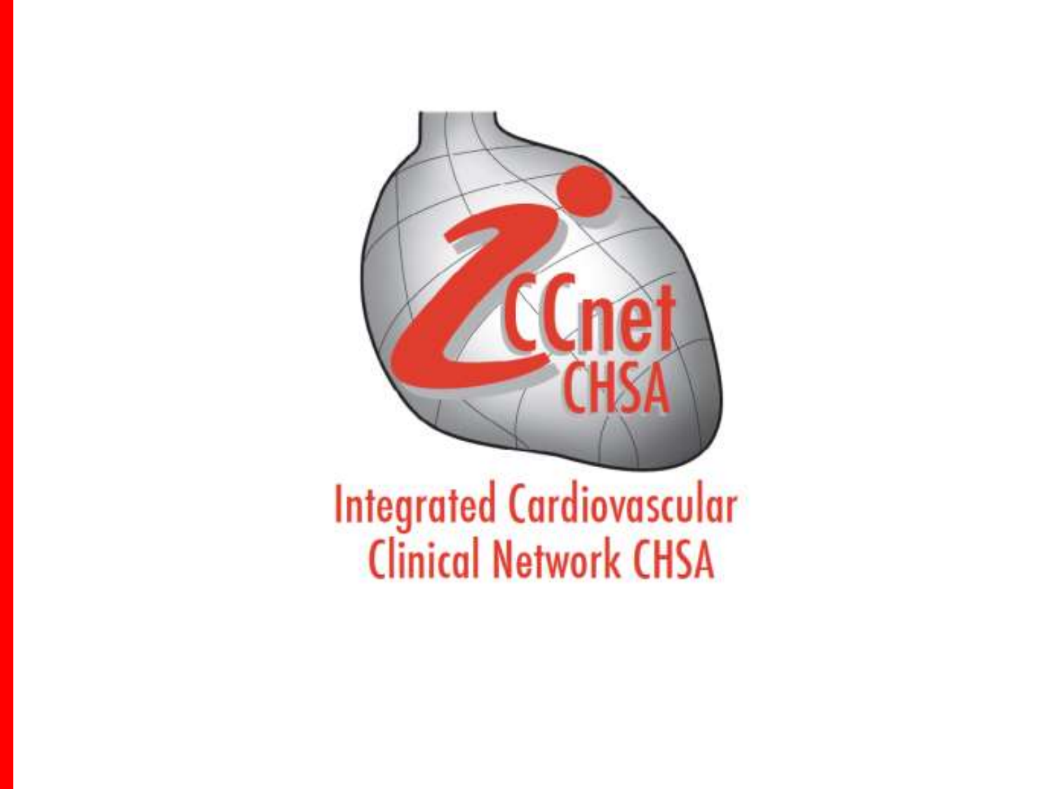iCCnet CHSA

Integrated Cardiovascular Clinical Network CHSA